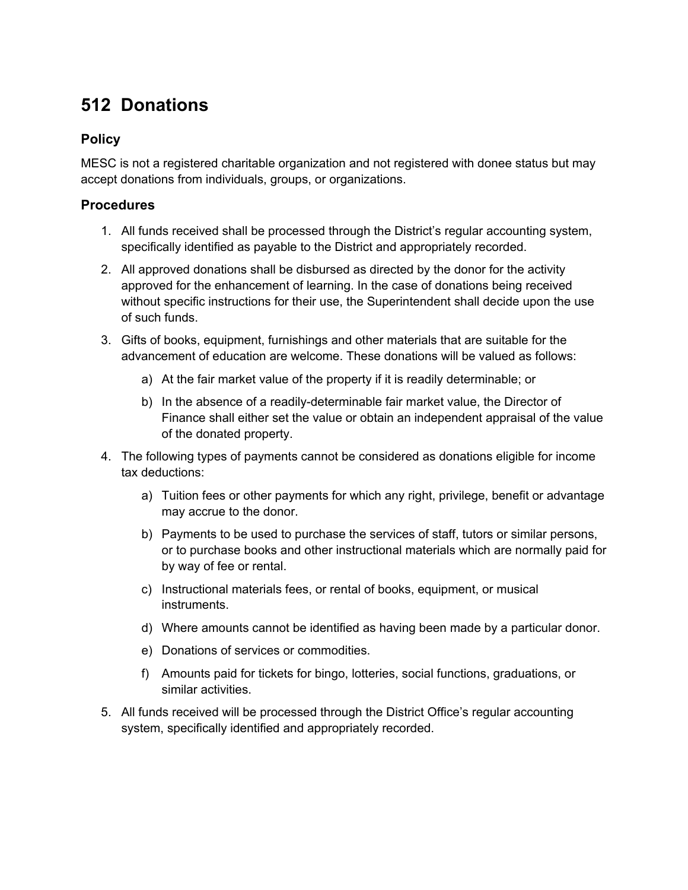# 512 Donations

## Policy

MESC is not a registered charitable organization and not registered with donee status but may accept donations from individuals, groups, or organizations.

## Procedures

1. All funds received shall be processed through the District's regular accounting system, specifically identified as payable to the District and appropriately recorded.
2. All approved donations shall be disbursed as directed by the donor for the activity approved for the enhancement of learning. In the case of donations being received without specific instructions for their use, the Superintendent shall decide upon the use of such funds.
3. Gifts of books, equipment, furnishings and other materials that are suitable for the advancement of education are welcome. These donations will be valued as follows:
   a) At the fair market value of the property if it is readily determinable; or
   b) In the absence of a readily-determinable fair market value, the Director of Finance shall either set the value or obtain an independent appraisal of the value of the donated property.
4. The following types of payments cannot be considered as donations eligible for income tax deductions:
   a) Tuition fees or other payments for which any right, privilege, benefit or advantage may accrue to the donor.
   b) Payments to be used to purchase the services of staff, tutors or similar persons, or to purchase books and other instructional materials which are normally paid for by way of fee or rental.
   c) Instructional materials fees, or rental of books, equipment, or musical instruments.
   d) Where amounts cannot be identified as having been made by a particular donor.
   e) Donations of services or commodities.
   f) Amounts paid for tickets for bingo, lotteries, social functions, graduations, or similar activities.
5. All funds received will be processed through the District Office's regular accounting system, specifically identified and appropriately recorded.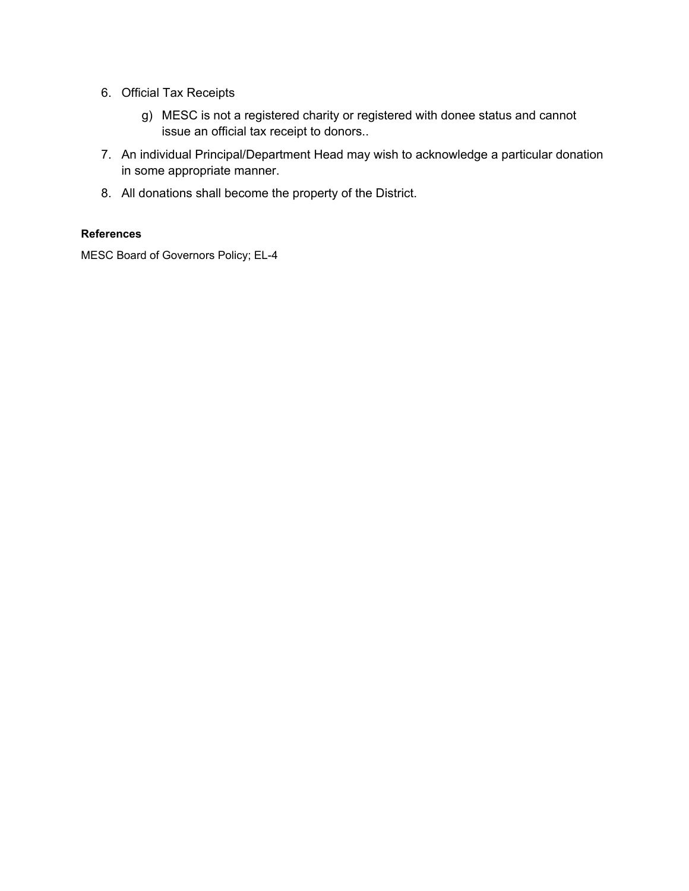6. Official Tax Receipts

    g) MESC is not a registered charity or registered with donee status and cannot issue an official tax receipt to donors..

7. An individual Principal/Department Head may wish to acknowledge a particular donation in some appropriate manner.
8. All donations shall become the property of the District.

**References**

MESC Board of Governors Policy; EL-4